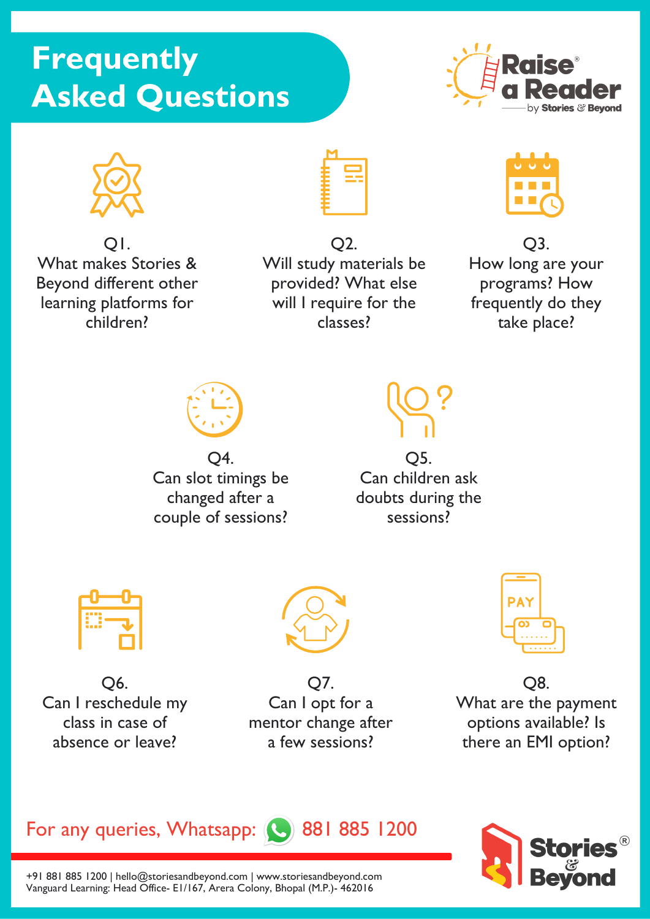# Frequently Asked Questions

Raise a Reader — by Stories & Beyond

**Q1.**
What makes Stories & Beyond different other learning platforms for children?

**Q2.**
Will study materials be provided? What else will I require for the classes?

**Q3.**
How long are your programs? How frequently do they take place?

**Q4.**
Can slot timings be changed after a couple of sessions?

**Q5.**
Can children ask doubts during the sessions?

**Q6.**
Can I reschedule my class in case of absence or leave?

**Q7.**
Can I opt for a mentor change after a few sessions?

**Q8.**
What are the payment options available? Is there an EMI option?

For any queries, Whatsapp: 881 885 1200

+91 881 885 1200 | hello@storiesandbeyond.com | www.storiesandbeyond.com
Vanguard Learning: Head Office- E1/167, Arera Colony, Bhopal (M.P.)- 462016

Stories & Beyond®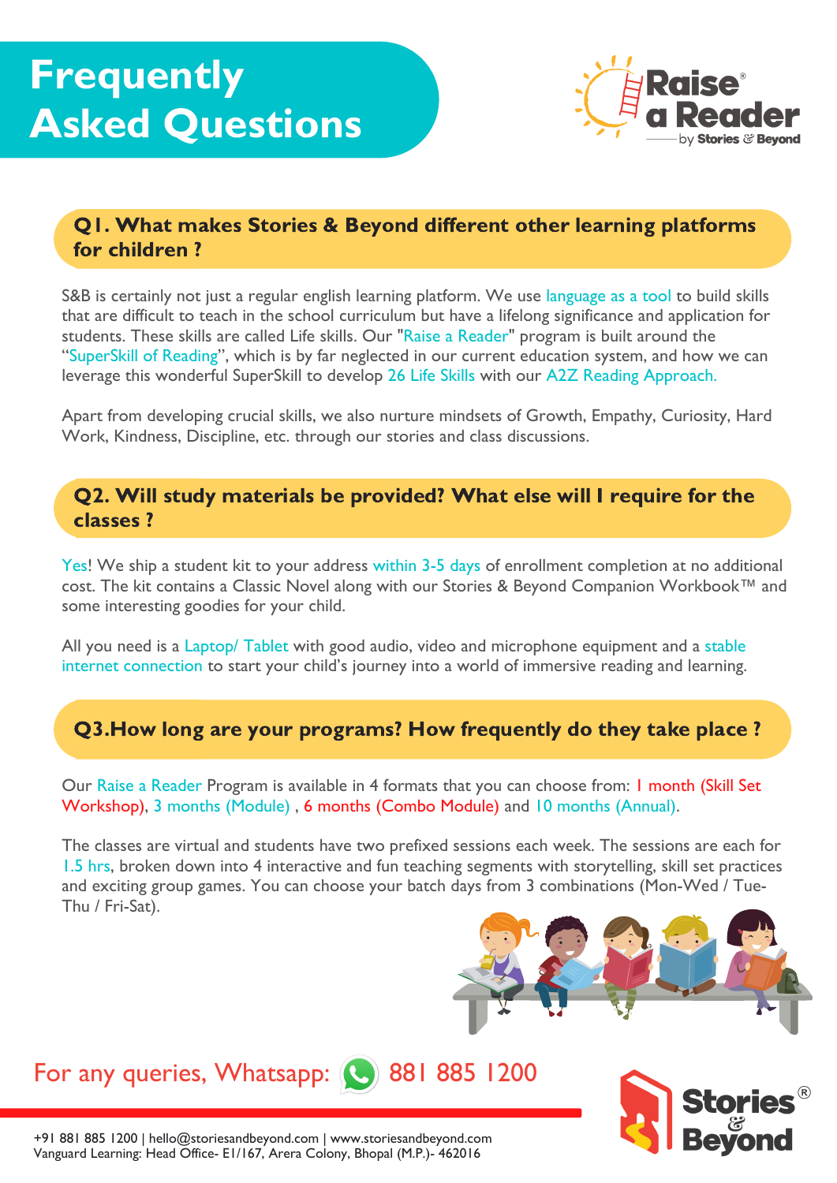# Frequently Asked Questions

Raise a Reader by Stories & Beyond

## Q1. What makes Stories & Beyond different other learning platforms for children ?

S&B is certainly not just a regular english learning platform. We use language as a tool to build skills that are difficult to teach in the school curriculum but have a lifelong significance and application for students. These skills are called Life skills. Our "Raise a Reader" program is built around the "SuperSkill of Reading", which is by far neglected in our current education system, and how we can leverage this wonderful SuperSkill to develop 26 Life Skills with our A2Z Reading Approach.

Apart from developing crucial skills, we also nurture mindsets of Growth, Empathy, Curiosity, Hard Work, Kindness, Discipline, etc. through our stories and class discussions.

## Q2. Will study materials be provided? What else will I require for the classes ?

Yes! We ship a student kit to your address within 3-5 days of enrollment completion at no additional cost. The kit contains a Classic Novel along with our Stories & Beyond Companion Workbook™ and some interesting goodies for your child.

All you need is a Laptop/ Tablet with good audio, video and microphone equipment and a stable internet connection to start your child's journey into a world of immersive reading and learning.

## Q3.How long are your programs? How frequently do they take place ?

Our Raise a Reader Program is available in 4 formats that you can choose from: 1 month (Skill Set Workshop), 3 months (Module) , 6 months (Combo Module) and 10 months (Annual).

The classes are virtual and students have two prefixed sessions each week. The sessions are each for 1.5 hrs, broken down into 4 interactive and fun teaching segments with storytelling, skill set practices and exciting group games. You can choose your batch days from 3 combinations (Mon-Wed / Tue-Thu / Fri-Sat).

For any queries, Whatsapp: 881 885 1200

+91 881 885 1200 | hello@storiesandbeyond.com | www.storiesandbeyond.com
Vanguard Learning: Head Office- E1/167, Arera Colony, Bhopal (M.P.)- 462016

Stories & Beyond®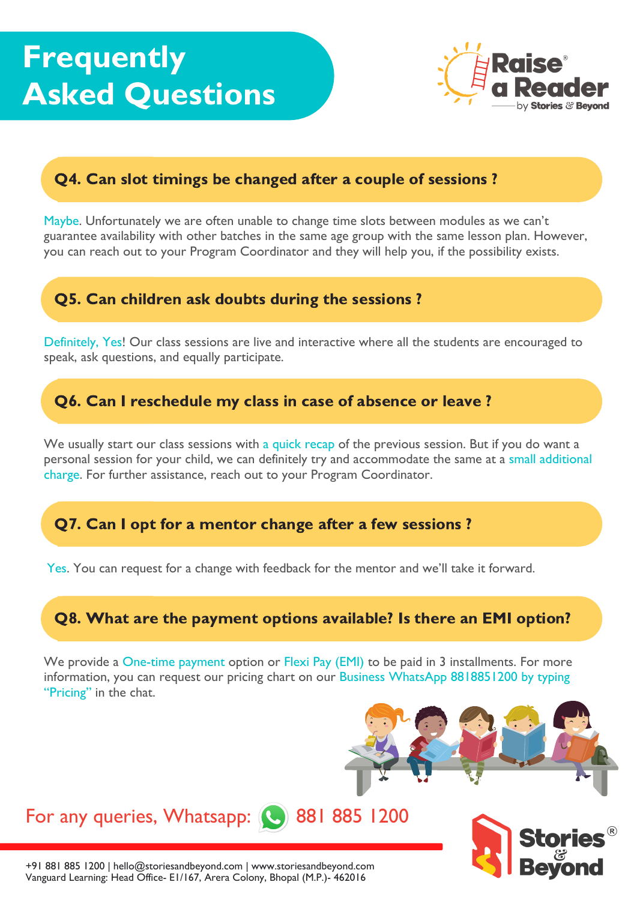# Frequently Asked Questions

Raise a Reader by Stories & Beyond

### Q4. Can slot timings be changed after a couple of sessions ?

Maybe. Unfortunately we are often unable to change time slots between modules as we can't guarantee availability with other batches in the same age group with the same lesson plan. However, you can reach out to your Program Coordinator and they will help you, if the possibility exists.

### Q5. Can children ask doubts during the sessions ?

Definitely, Yes! Our class sessions are live and interactive where all the students are encouraged to speak, ask questions, and equally participate.

### Q6. Can I reschedule my class in case of absence or leave ?

We usually start our class sessions with a quick recap of the previous session. But if you do want a personal session for your child, we can definitely try and accommodate the same at a small additional charge. For further assistance, reach out to your Program Coordinator.

### Q7. Can I opt for a mentor change after a few sessions ?

Yes. You can request for a change with feedback for the mentor and we'll take it forward.

### Q8. What are the payment options available? Is there an EMI option?

We provide a One-time payment option or Flexi Pay (EMI) to be paid in 3 installments. For more information, you can request our pricing chart on our Business WhatsApp 8818851200 by typing "Pricing" in the chat.

For any queries, Whatsapp: 881 885 1200

Stories & Beyond

+91 881 885 1200 | hello@storiesandbeyond.com | www.storiesandbeyond.com
Vanguard Learning: Head Office- E1/167, Arera Colony, Bhopal (M.P.)- 462016